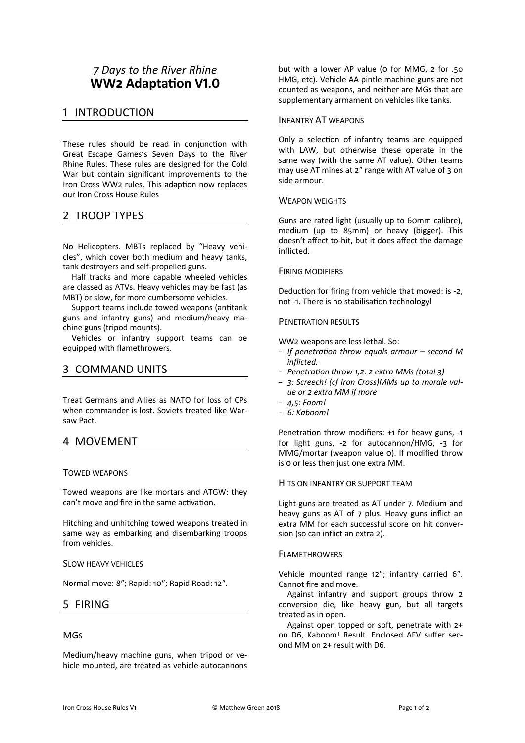# *7 Days to the River Rhine* **WW2 Adaptation V1.0**

## 1 INTRODUCTION

These rules should be read in conjunction with Great Escape Games's Seven Days to the River Rhine Rules. These rules are designed for the Cold War but contain significant improvements to the Iron Cross WW2 rules. This adaption now replaces our Iron Cross House Rules

## 2 TROOP TYPES

No Helicopters. MBTs replaced by "Heavy vehicles", which cover both medium and heavy tanks, tank destroyers and self-propelled guns.

Half tracks and more capable wheeled vehicles are classed as ATVs. Heavy vehicles may be fast (as MBT) or slow, for more cumbersome vehicles.

Support teams include towed weapons (antitank guns and infantry guns) and medium/heavy machine guns (tripod mounts).

Vehicles or infantry support teams can be equipped with flamethrowers.

## 3 COMMAND UNITS

Treat Germans and Allies as NATO for loss of CPs when commander is lost. Soviets treated like Warsaw Pact.

## 4 MOVEMENT

### Towed weapons

Towed weapons are like mortars and ATGW: they can't move and fire in the same activation.

Hitching and unhitching towed weapons treated in same way as embarking and disembarking troops from vehicles.

### Slow heavy vehicles

Normal move: 8"; Rapid: 10"; Rapid Road: 12".

## 5 FIRING

### MGs

Medium/heavy machine guns, when tripod or vehicle mounted, are treated as vehicle autocannons but with a lower AP value (0 for MMG, 2 for .50 HMG, etc). Vehicle AA pintle machine guns are not counted as weapons, and neither are MGs that are supplementary armament on vehicles like tanks.

### Infantry AT weapons

Only a selection of infantry teams are equipped with LAW, but otherwise these operate in the same way (with the same AT value). Other teams may use AT mines at 2" range with AT value of 3 on side armour.

### Weapon weights

Guns are rated light (usually up to 60mm calibre), medium (up to 85mm) or heavy (bigger). This doesn't affect to-hit, but it does affect the damage inflicted.

### Firing modifiers

Deduction for firing from vehicle that moved: is -2, not -1. There is no stabilisation technology!

### Penetration results

WW2 weapons are less lethal. So:

- *If penetration throw equals armour – second M inflicted.*
- *Penetration throw 1,2: 2 extra MMs (total 3)*
- *3: Screech! (cf Iron Cross)MMs up to morale value or 2 extra MM if more*
- *4,5: Foom!*
- *6: Kaboom!*

Penetration throw modifiers: +1 for heavy guns, -1 for light guns, -2 for autocannon/HMG, -3 for MMG/mortar (weapon value 0). If modified throw is 0 or less then just one extra MM.

### Hits on infantry or support team

Light guns are treated as AT under 7. Medium and heavy guns as AT of 7 plus. Heavy guns inflict an extra MM for each successful score on hit conversion (so can inflict an extra 2).

### Flamethrowers

Vehicle mounted range 12"; infantry carried 6". Cannot fire and move.

Against infantry and support groups throw 2 conversion die, like heavy gun, but all targets treated as in open.

Against open topped or soft, penetrate with 2+ on D6, Kaboom! Result. Enclosed AFV suffer second MM on 2+ result with D6.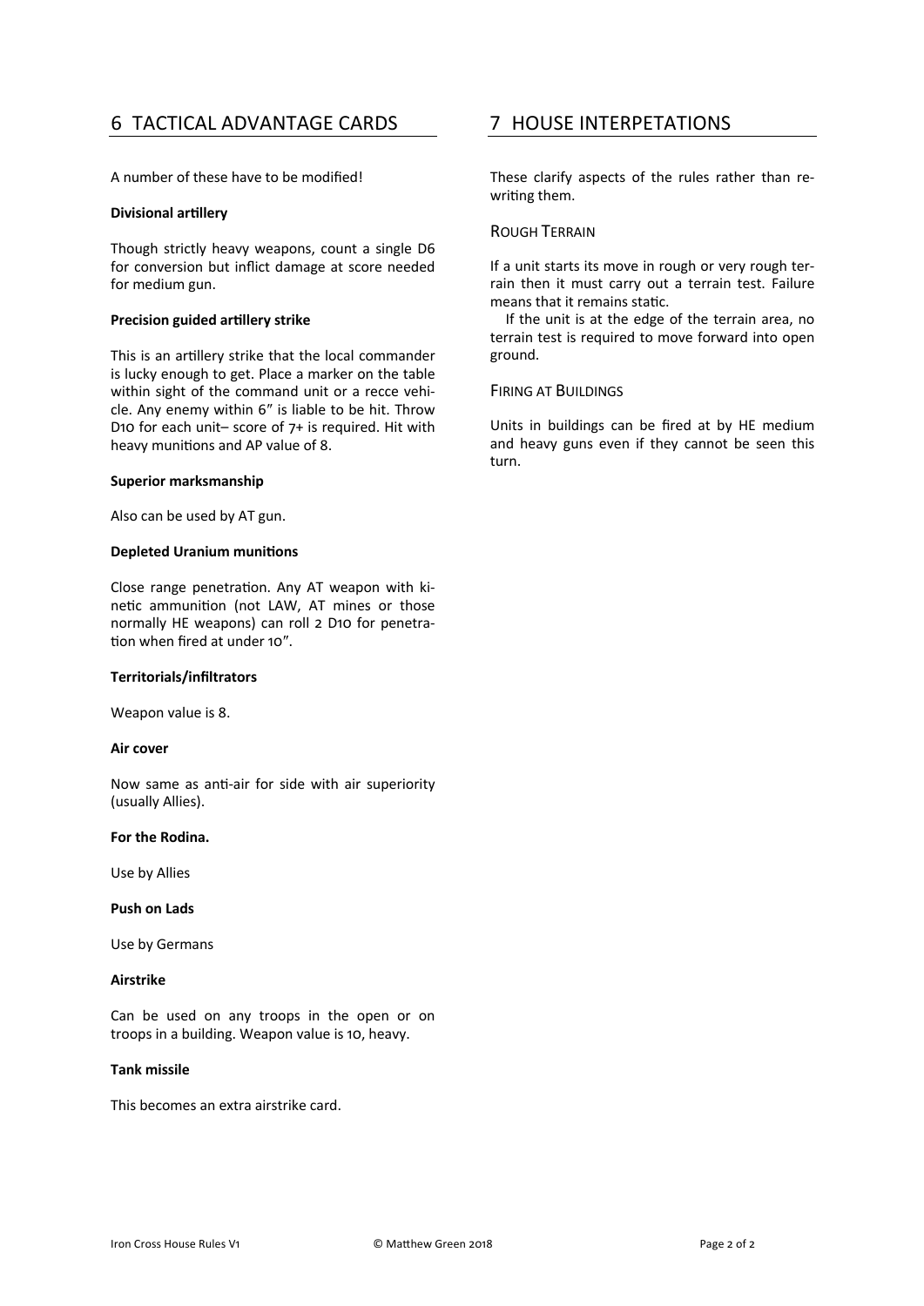## 6 TACTICAL ADVANTAGE CARDS

A number of these have to be modified!

**Divisional artillery**

Though strictly heavy weapons, count a single D6 for conversion but inflict damage at score needed for medium gun.

**Precision guided artillery strike**

This is an artillery strike that the local commander is lucky enough to get. Place a marker on the table within sight of the command unit or a recce vehicle. Any enemy within 6" is liable to be hit. Throw D10 for each unit– score of 7+ is required. Hit with heavy munitions and AP value of 8.

**Superior marksmanship**

Also can be used by AT gun.

**Depleted Uranium munitions**

Close range penetration. Any AT weapon with kinetic ammunition (not LAW, AT mines or those normally HE weapons) can roll 2 D10 for penetration when fired at under 10".

**Territorials/infiltrators**

Weapon value is 8.

**Air cover**

Now same as anti-air for side with air superiority (usually Allies).

**For the Rodina.**

Use by Allies

**Push on Lads**

Use by Germans

**Airstrike**

Can be used on any troops in the open or on troops in a building. Weapon value is 10, heavy.

**Tank missile**

This becomes an extra airstrike card.

## 7 HOUSE INTERPETATIONS

These clarify aspects of the rules rather than rewriting them.

### Rough Terrain

If a unit starts its move in rough or very rough terrain then it must carry out a terrain test. Failure means that it remains static.

If the unit is at the edge of the terrain area, no terrain test is required to move forward into open ground.

### Firing at Buildings

Units in buildings can be fired at by HE medium and heavy guns even if they cannot be seen this turn.